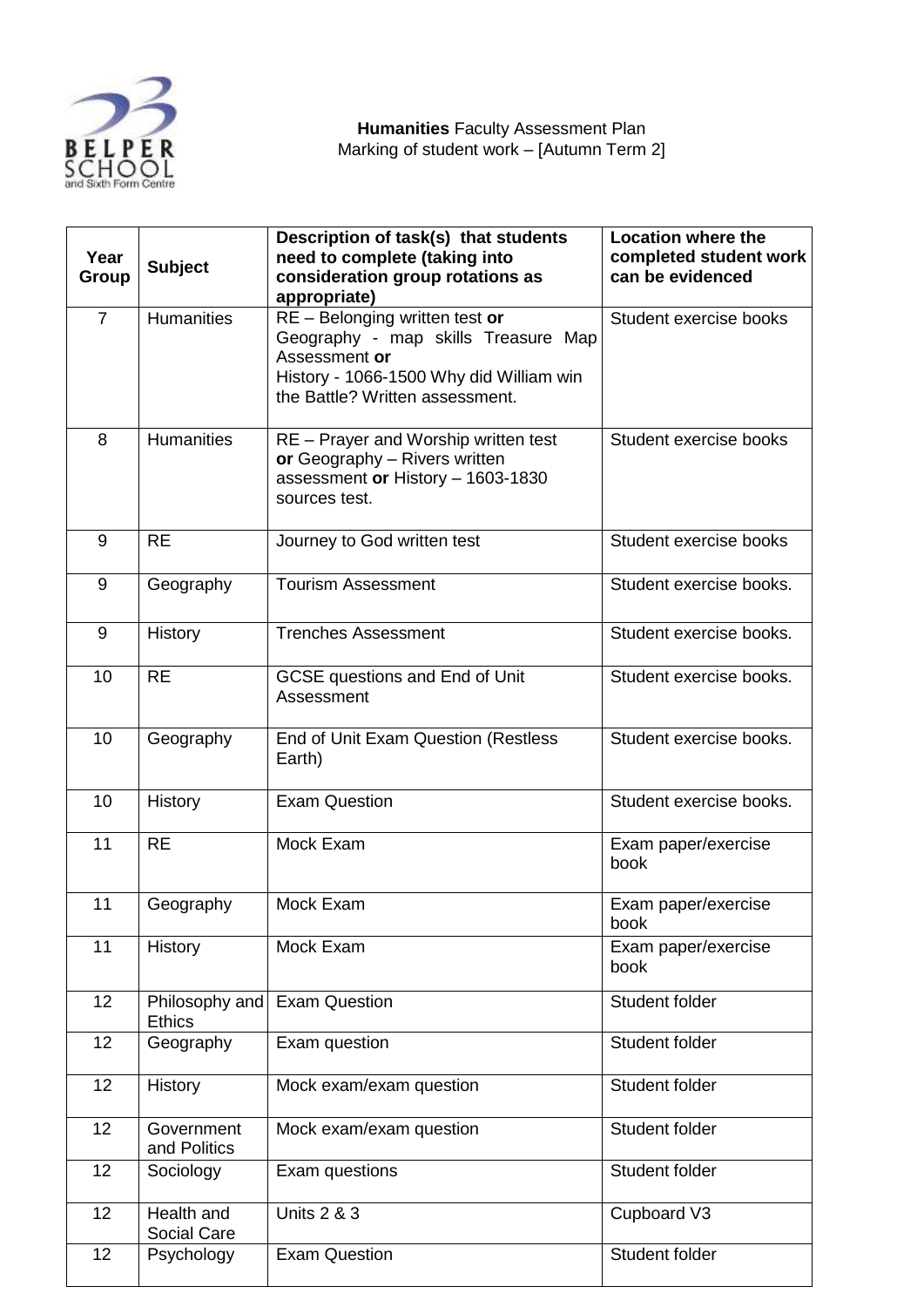**Humanities** Faculty Assessment Plan
Marking of student work – [Autumn Term 2]

| Year Group | Subject | Description of task(s) that students need to complete (taking into consideration group rotations as appropriate) | Location where the completed student work can be evidenced |
|---|---|---|---|
| 7 | Humanities | RE – Belonging written test **or** Geography - map skills Treasure Map Assessment **or** History - 1066-1500 Why did William win the Battle? Written assessment. | Student exercise books |
| 8 | Humanities | RE – Prayer and Worship written test **or** Geography – Rivers written assessment **or** History – 1603-1830 sources test. | Student exercise books |
| 9 | RE | Journey to God written test | Student exercise books |
| 9 | Geography | Tourism Assessment | Student exercise books. |
| 9 | History | Trenches Assessment | Student exercise books. |
| 10 | RE | GCSE questions and End of Unit Assessment | Student exercise books. |
| 10 | Geography | End of Unit Exam Question (Restless Earth) | Student exercise books. |
| 10 | History | Exam Question | Student exercise books. |
| 11 | RE | Mock Exam | Exam paper/exercise book |
| 11 | Geography | Mock Exam | Exam paper/exercise book |
| 11 | History | Mock Exam | Exam paper/exercise book |
| 12 | Philosophy and Ethics | Exam Question | Student folder |
| 12 | Geography | Exam question | Student folder |
| 12 | History | Mock exam/exam question | Student folder |
| 12 | Government and Politics | Mock exam/exam question | Student folder |
| 12 | Sociology | Exam questions | Student folder |
| 12 | Health and Social Care | Units 2 & 3 | Cupboard V3 |
| 12 | Psychology | Exam Question | Student folder |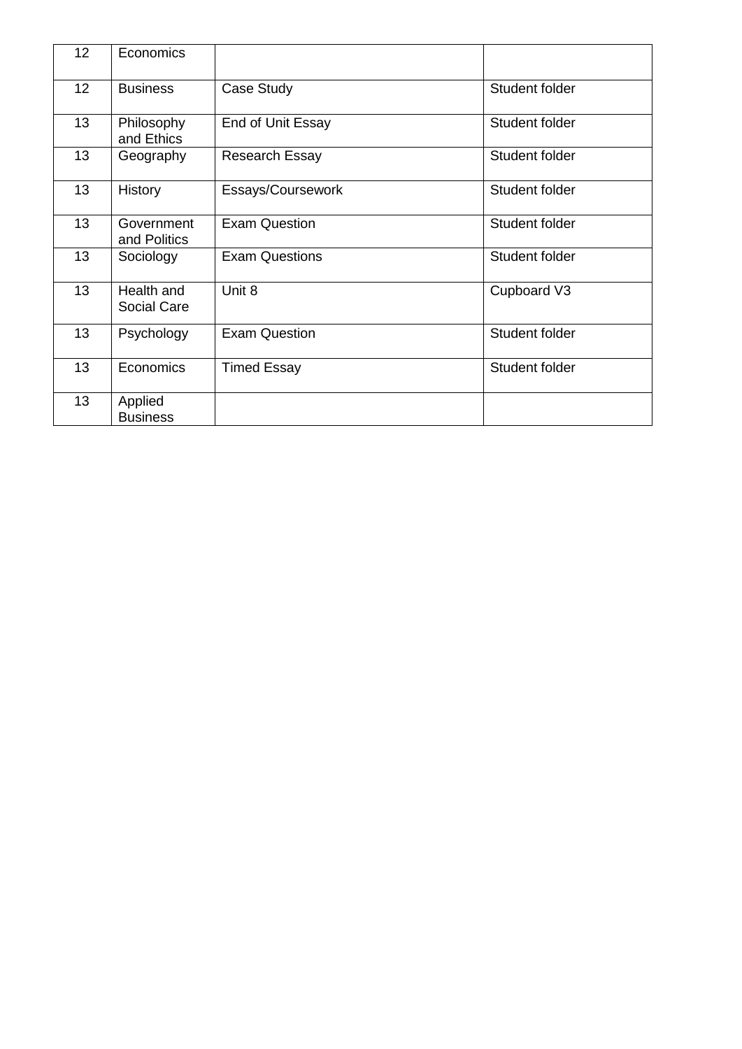| | | | |
|---|---|---|---|
| 12 | Economics | | |
| 12 | Business | Case Study | Student folder |
| 13 | Philosophy and Ethics | End of Unit Essay | Student folder |
| 13 | Geography | Research Essay | Student folder |
| 13 | History | Essays/Coursework | Student folder |
| 13 | Government and Politics | Exam Question | Student folder |
| 13 | Sociology | Exam Questions | Student folder |
| 13 | Health and Social Care | Unit 8 | Cupboard V3 |
| 13 | Psychology | Exam Question | Student folder |
| 13 | Economics | Timed Essay | Student folder |
| 13 | Applied Business | | |